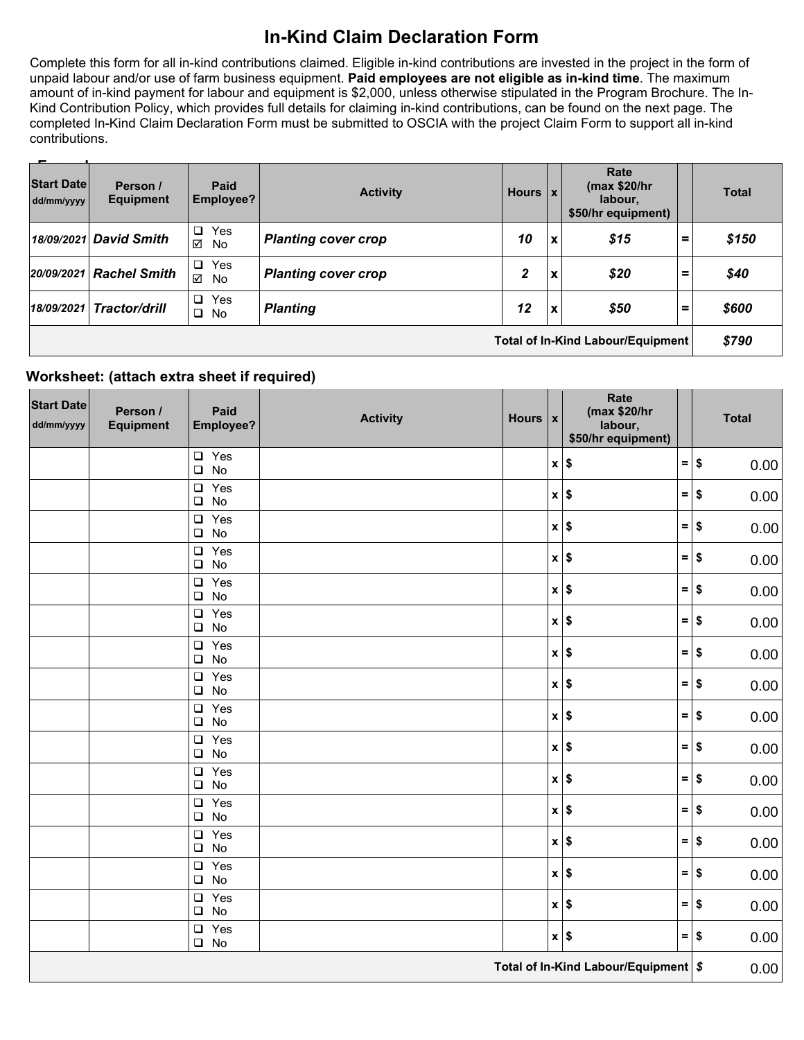# In-Kind Claim Declaration Form

Complete this form for all in-kind contributions claimed. Eligible in-kind contributions are invested in the project in the form of unpaid labour and/or use of farm business equipment. **Paid employees are not eligible as in-kind time**. The maximum amount of in-kind payment for labour and equipment is $2,000, unless otherwise stipulated in the Program Brochure. The In-Kind Contribution Policy, which provides full details for claiming in-kind contributions, can be found on the next page. The completed In-Kind Claim Declaration Form must be submitted to OSCIA with the project Claim Form to support all in-kind contributions.

**Example:**

| Start Date dd/mm/yyyy | Person / Equipment | Paid Employee? | Activity | Hours | x | Rate (max $20/hr labour, $50/hr equipment) | | Total |
|---|---|---|---|---|---|---|---|---|
| *18/09/2021* | ***David Smith*** | ☐ Yes ☑ No | ***Planting cover crop*** | ***10*** | x | ***$15*** | = | ***$150*** |
| *20/09/2021* | ***Rachel Smith*** | ☐ Yes ☑ No | ***Planting cover crop*** | ***2*** | x | ***$20*** | = | ***$40*** |
| *18/09/2021* | ***Tractor/drill*** | ☐ Yes ☐ No | ***Planting*** | ***12*** | x | ***$50*** | = | ***$600*** |
| | | | | | | **Total of In-Kind Labour/Equipment** | | ***$790*** |

## Worksheet: (attach extra sheet if required)

| Start Date dd/mm/yyyy | Person / Equipment | Paid Employee? | Activity | Hours | x | Rate (max $20/hr labour, $50/hr equipment) | | Total |
|---|---|---|---|---|---|---|---|---|
| | | ☐ Yes ☐ No | | | x | $ | = | $ 0.00 |
| | | ☐ Yes ☐ No | | | x | $ | = | $ 0.00 |
| | | ☐ Yes ☐ No | | | x | $ | = | $ 0.00 |
| | | ☐ Yes ☐ No | | | x | $ | = | $ 0.00 |
| | | ☐ Yes ☐ No | | | x | $ | = | $ 0.00 |
| | | ☐ Yes ☐ No | | | x | $ | = | $ 0.00 |
| | | ☐ Yes ☐ No | | | x | $ | = | $ 0.00 |
| | | ☐ Yes ☐ No | | | x | $ | = | $ 0.00 |
| | | ☐ Yes ☐ No | | | x | $ | = | $ 0.00 |
| | | ☐ Yes ☐ No | | | x | $ | = | $ 0.00 |
| | | ☐ Yes ☐ No | | | x | $ | = | $ 0.00 |
| | | ☐ Yes ☐ No | | | x | $ | = | $ 0.00 |
| | | ☐ Yes ☐ No | | | x | $ | = | $ 0.00 |
| | | ☐ Yes ☐ No | | | x | $ | = | $ 0.00 |
| | | ☐ Yes ☐ No | | | x | $ | = | $ 0.00 |
| | | ☐ Yes ☐ No | | | x | $ | = | $ 0.00 |
| | | | | | | **Total of In-Kind Labour/Equipment** | | $ 0.00 |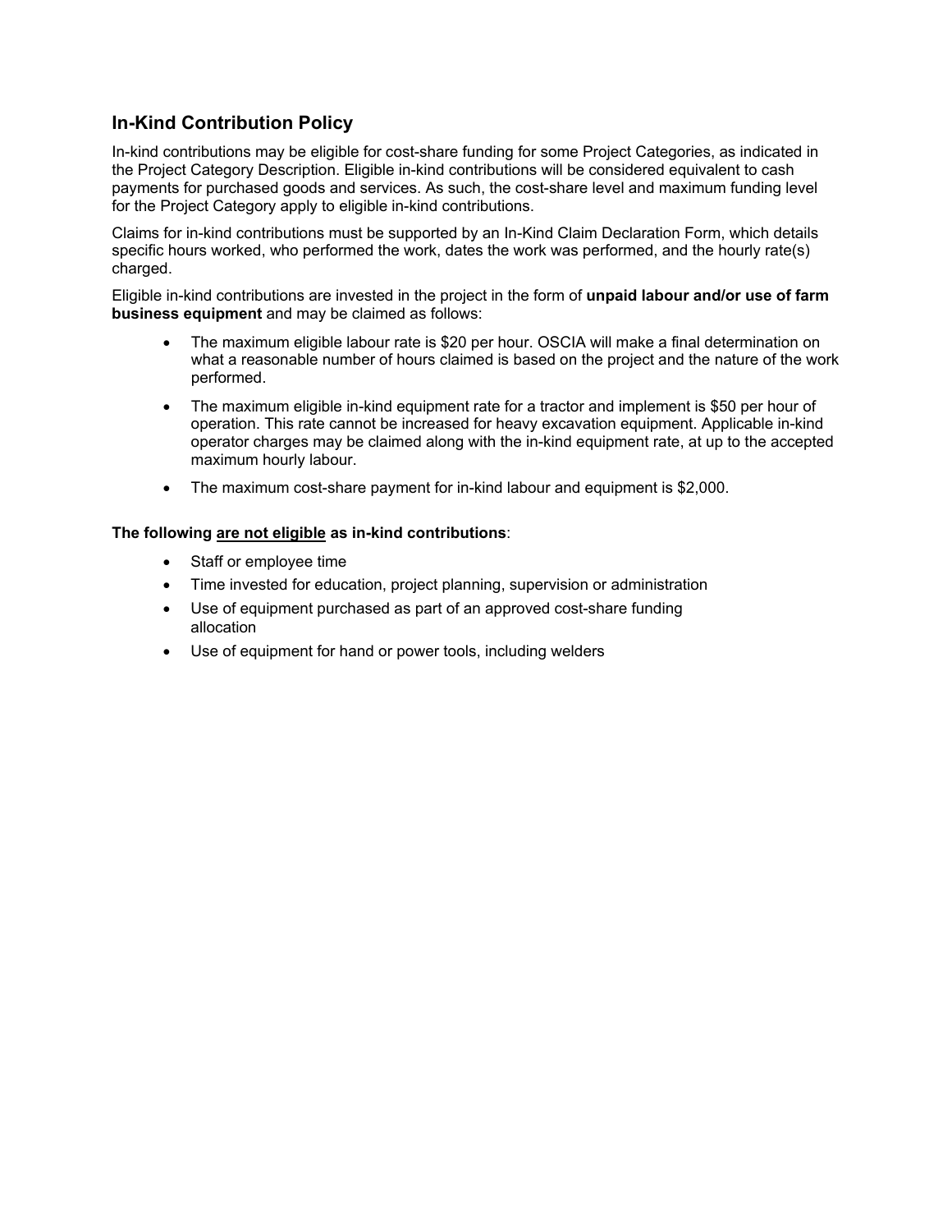## In-Kind Contribution Policy

In-kind contributions may be eligible for cost-share funding for some Project Categories, as indicated in the Project Category Description. Eligible in-kind contributions will be considered equivalent to cash payments for purchased goods and services. As such, the cost-share level and maximum funding level for the Project Category apply to eligible in-kind contributions.

Claims for in-kind contributions must be supported by an In-Kind Claim Declaration Form, which details specific hours worked, who performed the work, dates the work was performed, and the hourly rate(s) charged.

Eligible in-kind contributions are invested in the project in the form of **unpaid labour and/or use of farm business equipment** and may be claimed as follows:

- The maximum eligible labour rate is $20 per hour. OSCIA will make a final determination on what a reasonable number of hours claimed is based on the project and the nature of the work performed.
- The maximum eligible in-kind equipment rate for a tractor and implement is $50 per hour of operation. This rate cannot be increased for heavy excavation equipment. Applicable in-kind operator charges may be claimed along with the in-kind equipment rate, at up to the accepted maximum hourly labour.
- The maximum cost-share payment for in-kind labour and equipment is $2,000.

**The following <u>are not eligible</u> as in-kind contributions**:

- Staff or employee time
- Time invested for education, project planning, supervision or administration
- Use of equipment purchased as part of an approved cost-share funding allocation
- Use of equipment for hand or power tools, including welders